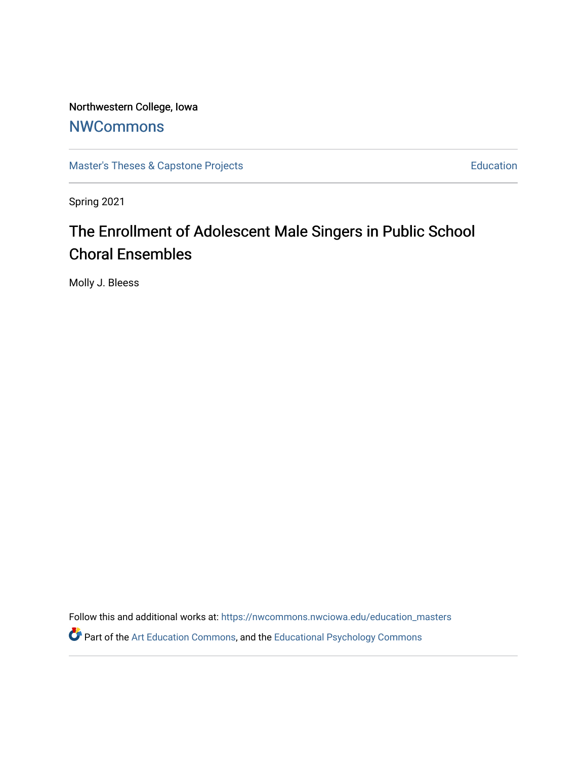Northwestern College, Iowa

# NWCommons

Master's Theses & Capstone Projects | Education

Spring 2021

## The Enrollment of Adolescent Male Singers in Public School Choral Ensembles

Molly J. Bleess

Follow this and additional works at: https://nwcommons.nwciowa.edu/education_masters

Part of the Art Education Commons, and the Educational Psychology Commons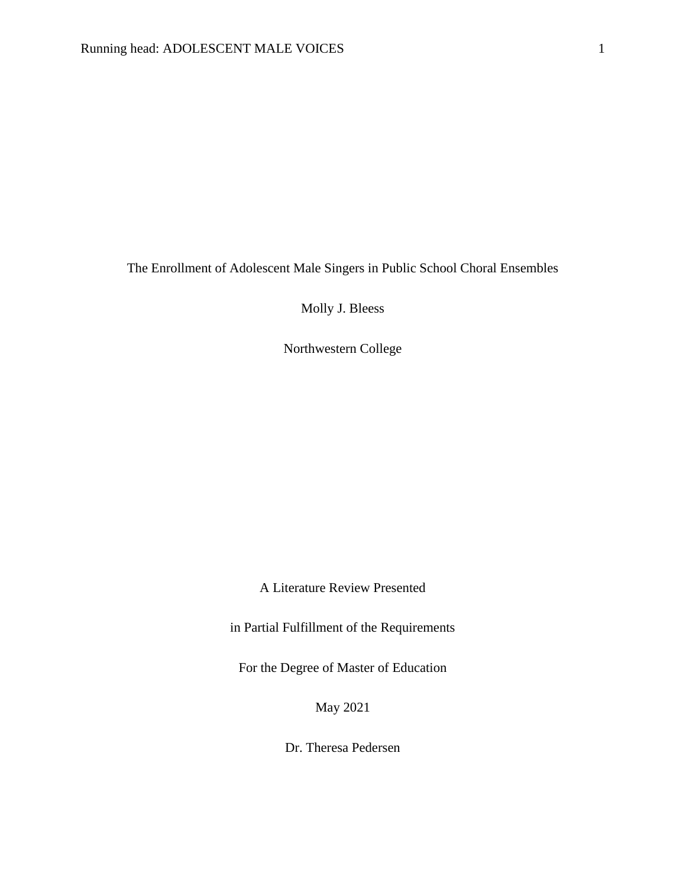The Enrollment of Adolescent Male Singers in Public School Choral Ensembles

Molly J. Bleess

Northwestern College

A Literature Review Presented

in Partial Fulfillment of the Requirements

For the Degree of Master of Education

May 2021

Dr. Theresa Pedersen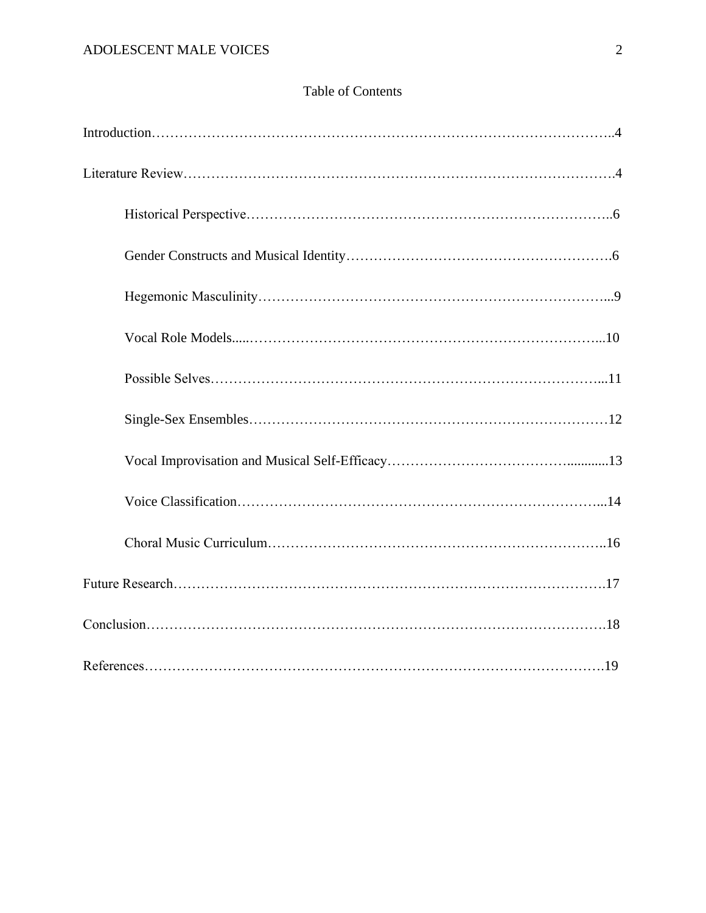# Table of Contents

Introduction……………………………………………………………………………………..4

Literature Review……………………………………………………………………………….4

- Historical Perspective……………………………………………………………………..6
- Gender Constructs and Musical Identity……………………………………………….6
- Hegemonic Masculinity…………………………………………………………………...9
- Vocal Role Models.....……………………………………………………………………...10
- Possible Selves……………………………………………………………………………...11
- Single-Sex Ensembles………………………………………………………………………12
- Vocal Improvisation and Musical Self-Efficacy…………………………………............13
- Voice Classification………………………………………………………………………...14
- Choral Music Curriculum…………………………………………………………………..16

Future Research……………………………………………………………………………….17

Conclusion………………………………………………………………………………………18

References………………………………………………………………………………………19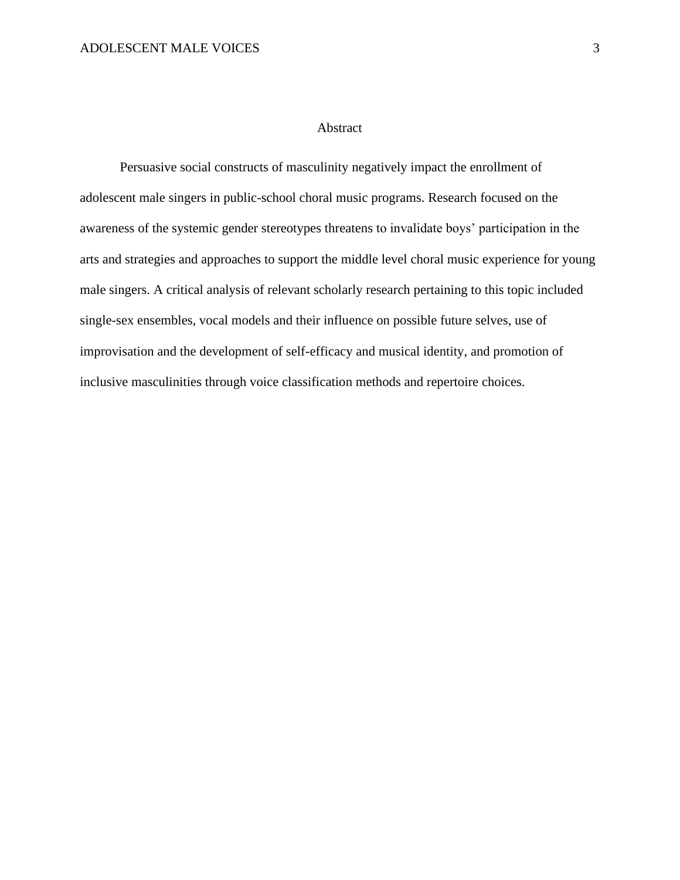# Abstract

Persuasive social constructs of masculinity negatively impact the enrollment of adolescent male singers in public-school choral music programs. Research focused on the awareness of the systemic gender stereotypes threatens to invalidate boys' participation in the arts and strategies and approaches to support the middle level choral music experience for young male singers. A critical analysis of relevant scholarly research pertaining to this topic included single-sex ensembles, vocal models and their influence on possible future selves, use of improvisation and the development of self-efficacy and musical identity, and promotion of inclusive masculinities through voice classification methods and repertoire choices.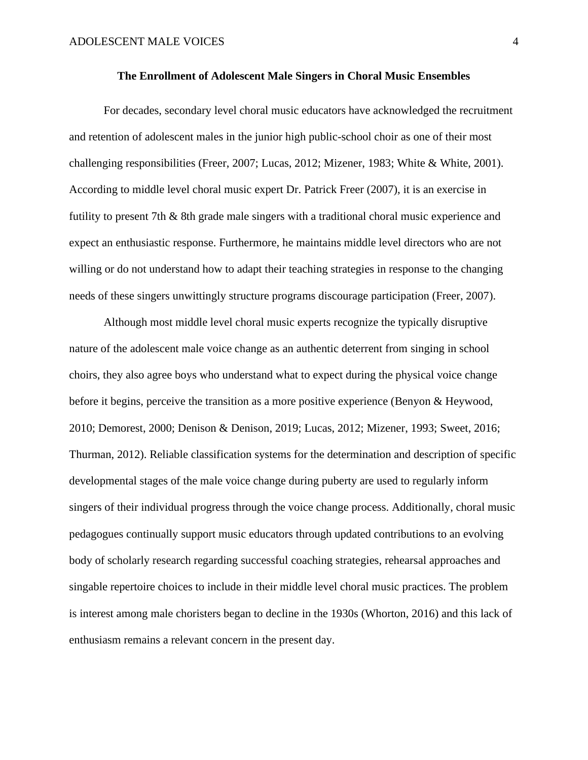**The Enrollment of Adolescent Male Singers in Choral Music Ensembles**

For decades, secondary level choral music educators have acknowledged the recruitment and retention of adolescent males in the junior high public-school choir as one of their most challenging responsibilities (Freer, 2007; Lucas, 2012; Mizener, 1983; White & White, 2001). According to middle level choral music expert Dr. Patrick Freer (2007), it is an exercise in futility to present 7th & 8th grade male singers with a traditional choral music experience and expect an enthusiastic response. Furthermore, he maintains middle level directors who are not willing or do not understand how to adapt their teaching strategies in response to the changing needs of these singers unwittingly structure programs discourage participation (Freer, 2007).

Although most middle level choral music experts recognize the typically disruptive nature of the adolescent male voice change as an authentic deterrent from singing in school choirs, they also agree boys who understand what to expect during the physical voice change before it begins, perceive the transition as a more positive experience (Benyon & Heywood, 2010; Demorest, 2000; Denison & Denison, 2019; Lucas, 2012; Mizener, 1993; Sweet, 2016; Thurman, 2012). Reliable classification systems for the determination and description of specific developmental stages of the male voice change during puberty are used to regularly inform singers of their individual progress through the voice change process. Additionally, choral music pedagogues continually support music educators through updated contributions to an evolving body of scholarly research regarding successful coaching strategies, rehearsal approaches and singable repertoire choices to include in their middle level choral music practices. The problem is interest among male choristers began to decline in the 1930s (Whorton, 2016) and this lack of enthusiasm remains a relevant concern in the present day.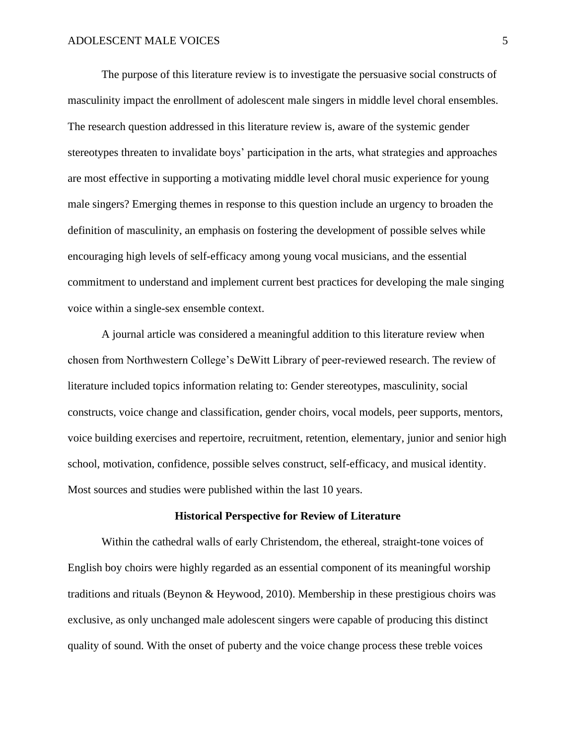The purpose of this literature review is to investigate the persuasive social constructs of masculinity impact the enrollment of adolescent male singers in middle level choral ensembles. The research question addressed in this literature review is, aware of the systemic gender stereotypes threaten to invalidate boys' participation in the arts, what strategies and approaches are most effective in supporting a motivating middle level choral music experience for young male singers? Emerging themes in response to this question include an urgency to broaden the definition of masculinity, an emphasis on fostering the development of possible selves while encouraging high levels of self-efficacy among young vocal musicians, and the essential commitment to understand and implement current best practices for developing the male singing voice within a single-sex ensemble context.

A journal article was considered a meaningful addition to this literature review when chosen from Northwestern College's DeWitt Library of peer-reviewed research. The review of literature included topics information relating to: Gender stereotypes, masculinity, social constructs, voice change and classification, gender choirs, vocal models, peer supports, mentors, voice building exercises and repertoire, recruitment, retention, elementary, junior and senior high school, motivation, confidence, possible selves construct, self-efficacy, and musical identity. Most sources and studies were published within the last 10 years.

## Historical Perspective for Review of Literature

Within the cathedral walls of early Christendom, the ethereal, straight-tone voices of English boy choirs were highly regarded as an essential component of its meaningful worship traditions and rituals (Beynon & Heywood, 2010). Membership in these prestigious choirs was exclusive, as only unchanged male adolescent singers were capable of producing this distinct quality of sound. With the onset of puberty and the voice change process these treble voices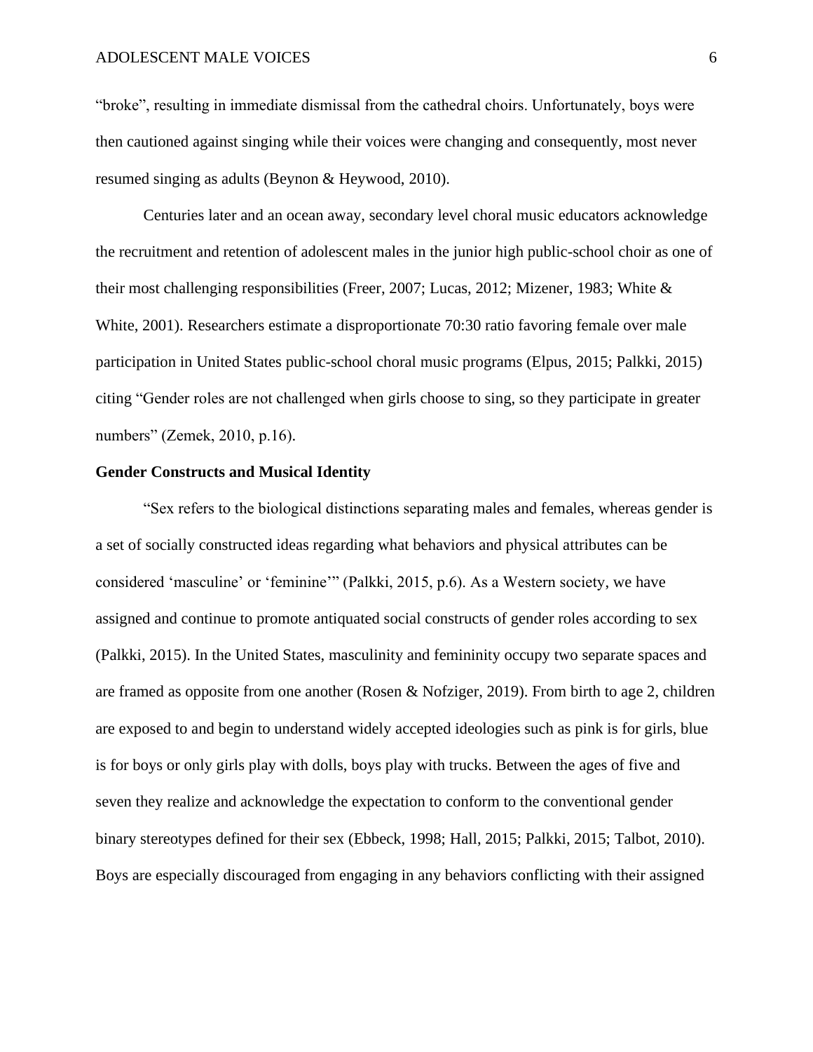“broke”, resulting in immediate dismissal from the cathedral choirs. Unfortunately, boys were then cautioned against singing while their voices were changing and consequently, most never resumed singing as adults (Beynon & Heywood, 2010).

Centuries later and an ocean away, secondary level choral music educators acknowledge the recruitment and retention of adolescent males in the junior high public-school choir as one of their most challenging responsibilities (Freer, 2007; Lucas, 2012; Mizener, 1983; White & White, 2001). Researchers estimate a disproportionate 70:30 ratio favoring female over male participation in United States public-school choral music programs (Elpus, 2015; Palkki, 2015) citing “Gender roles are not challenged when girls choose to sing, so they participate in greater numbers” (Zemek, 2010, p.16).

**Gender Constructs and Musical Identity**

“Sex refers to the biological distinctions separating males and females, whereas gender is a set of socially constructed ideas regarding what behaviors and physical attributes can be considered ‘masculine’ or ‘feminine’” (Palkki, 2015, p.6). As a Western society, we have assigned and continue to promote antiquated social constructs of gender roles according to sex (Palkki, 2015). In the United States, masculinity and femininity occupy two separate spaces and are framed as opposite from one another (Rosen & Nofziger, 2019). From birth to age 2, children are exposed to and begin to understand widely accepted ideologies such as pink is for girls, blue is for boys or only girls play with dolls, boys play with trucks. Between the ages of five and seven they realize and acknowledge the expectation to conform to the conventional gender binary stereotypes defined for their sex (Ebbeck, 1998; Hall, 2015; Palkki, 2015; Talbot, 2010). Boys are especially discouraged from engaging in any behaviors conflicting with their assigned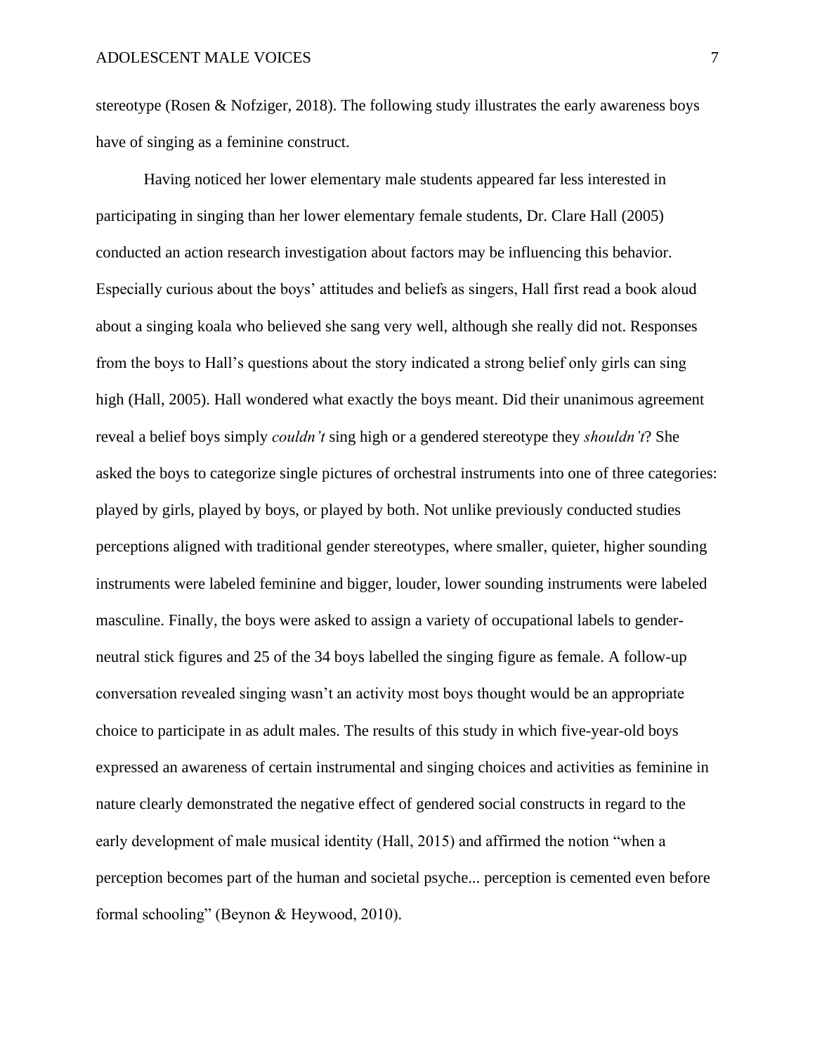stereotype (Rosen & Nofziger, 2018). The following study illustrates the early awareness boys have of singing as a feminine construct.

Having noticed her lower elementary male students appeared far less interested in participating in singing than her lower elementary female students, Dr. Clare Hall (2005) conducted an action research investigation about factors may be influencing this behavior. Especially curious about the boys' attitudes and beliefs as singers, Hall first read a book aloud about a singing koala who believed she sang very well, although she really did not. Responses from the boys to Hall's questions about the story indicated a strong belief only girls can sing high (Hall, 2005). Hall wondered what exactly the boys meant. Did their unanimous agreement reveal a belief boys simply *couldn't* sing high or a gendered stereotype they *shouldn't*? She asked the boys to categorize single pictures of orchestral instruments into one of three categories: played by girls, played by boys, or played by both. Not unlike previously conducted studies perceptions aligned with traditional gender stereotypes, where smaller, quieter, higher sounding instruments were labeled feminine and bigger, louder, lower sounding instruments were labeled masculine. Finally, the boys were asked to assign a variety of occupational labels to gender-neutral stick figures and 25 of the 34 boys labelled the singing figure as female. A follow-up conversation revealed singing wasn't an activity most boys thought would be an appropriate choice to participate in as adult males. The results of this study in which five-year-old boys expressed an awareness of certain instrumental and singing choices and activities as feminine in nature clearly demonstrated the negative effect of gendered social constructs in regard to the early development of male musical identity (Hall, 2015) and affirmed the notion "when a perception becomes part of the human and societal psyche... perception is cemented even before formal schooling" (Beynon & Heywood, 2010).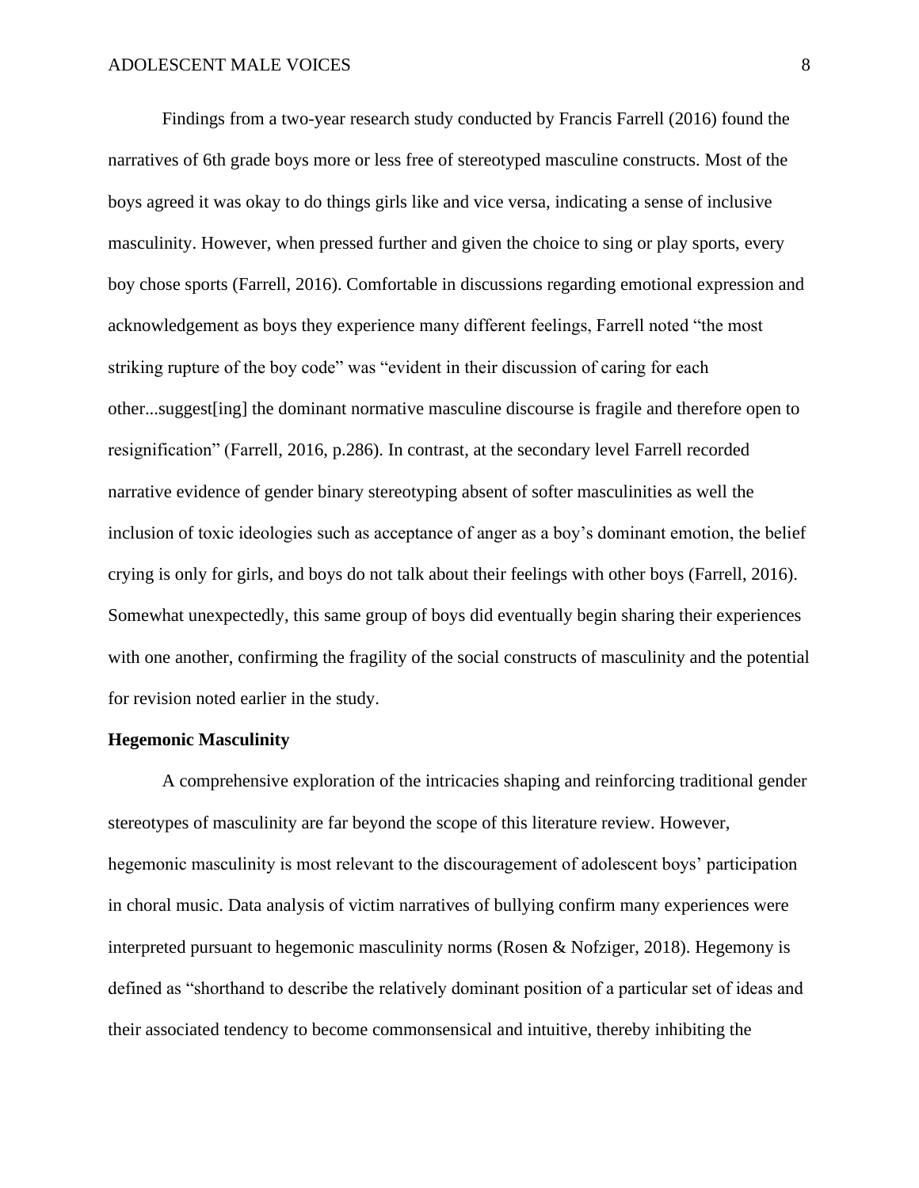Findings from a two-year research study conducted by Francis Farrell (2016) found the narratives of 6th grade boys more or less free of stereotyped masculine constructs. Most of the boys agreed it was okay to do things girls like and vice versa, indicating a sense of inclusive masculinity. However, when pressed further and given the choice to sing or play sports, every boy chose sports (Farrell, 2016). Comfortable in discussions regarding emotional expression and acknowledgement as boys they experience many different feelings, Farrell noted "the most striking rupture of the boy code" was "evident in their discussion of caring for each other...suggest[ing] the dominant normative masculine discourse is fragile and therefore open to resignification" (Farrell, 2016, p.286). In contrast, at the secondary level Farrell recorded narrative evidence of gender binary stereotyping absent of softer masculinities as well the inclusion of toxic ideologies such as acceptance of anger as a boy's dominant emotion, the belief crying is only for girls, and boys do not talk about their feelings with other boys (Farrell, 2016). Somewhat unexpectedly, this same group of boys did eventually begin sharing their experiences with one another, confirming the fragility of the social constructs of masculinity and the potential for revision noted earlier in the study.

**Hegemonic Masculinity**

A comprehensive exploration of the intricacies shaping and reinforcing traditional gender stereotypes of masculinity are far beyond the scope of this literature review. However, hegemonic masculinity is most relevant to the discouragement of adolescent boys' participation in choral music. Data analysis of victim narratives of bullying confirm many experiences were interpreted pursuant to hegemonic masculinity norms (Rosen & Nofziger, 2018). Hegemony is defined as "shorthand to describe the relatively dominant position of a particular set of ideas and their associated tendency to become commonsensical and intuitive, thereby inhibiting the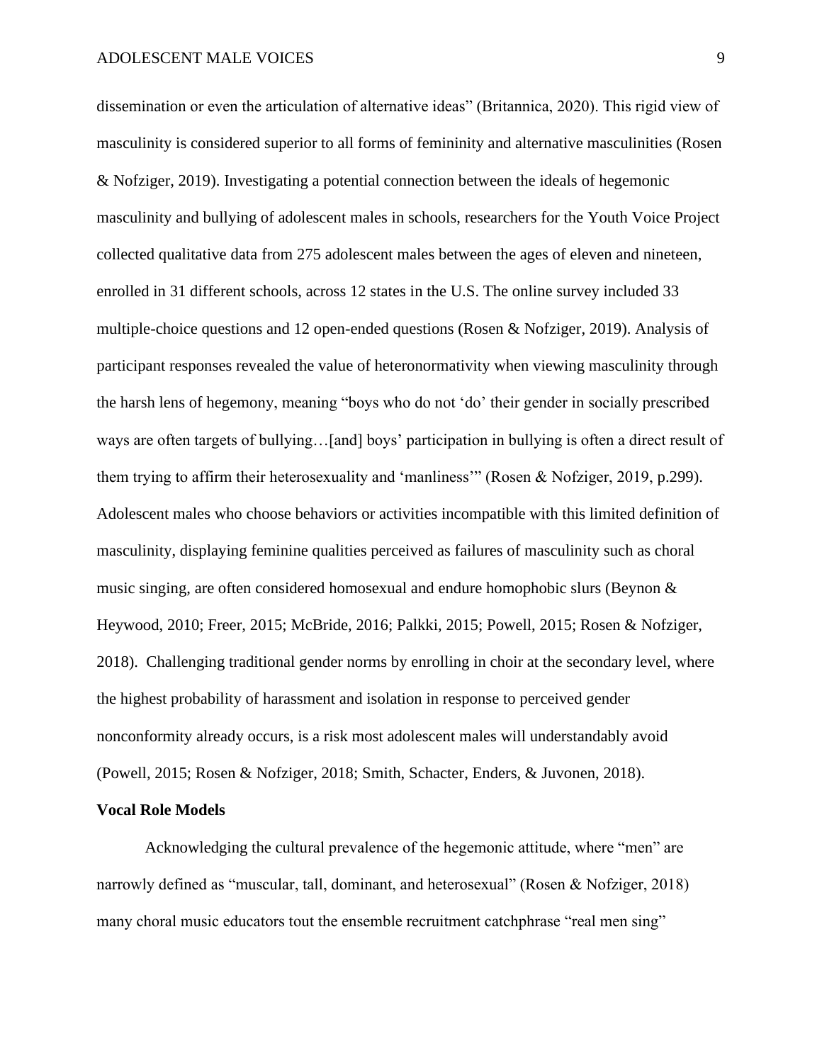dissemination or even the articulation of alternative ideas" (Britannica, 2020). This rigid view of masculinity is considered superior to all forms of femininity and alternative masculinities (Rosen & Nofziger, 2019). Investigating a potential connection between the ideals of hegemonic masculinity and bullying of adolescent males in schools, researchers for the Youth Voice Project collected qualitative data from 275 adolescent males between the ages of eleven and nineteen, enrolled in 31 different schools, across 12 states in the U.S. The online survey included 33 multiple-choice questions and 12 open-ended questions (Rosen & Nofziger, 2019). Analysis of participant responses revealed the value of heteronormativity when viewing masculinity through the harsh lens of hegemony, meaning "boys who do not 'do' their gender in socially prescribed ways are often targets of bullying…[and] boys' participation in bullying is often a direct result of them trying to affirm their heterosexuality and 'manliness'" (Rosen & Nofziger, 2019, p.299). Adolescent males who choose behaviors or activities incompatible with this limited definition of masculinity, displaying feminine qualities perceived as failures of masculinity such as choral music singing, are often considered homosexual and endure homophobic slurs (Beynon & Heywood, 2010; Freer, 2015; McBride, 2016; Palkki, 2015; Powell, 2015; Rosen & Nofziger, 2018). Challenging traditional gender norms by enrolling in choir at the secondary level, where the highest probability of harassment and isolation in response to perceived gender nonconformity already occurs, is a risk most adolescent males will understandably avoid (Powell, 2015; Rosen & Nofziger, 2018; Smith, Schacter, Enders, & Juvonen, 2018).

**Vocal Role Models**

Acknowledging the cultural prevalence of the hegemonic attitude, where "men" are narrowly defined as "muscular, tall, dominant, and heterosexual" (Rosen & Nofziger, 2018) many choral music educators tout the ensemble recruitment catchphrase "real men sing"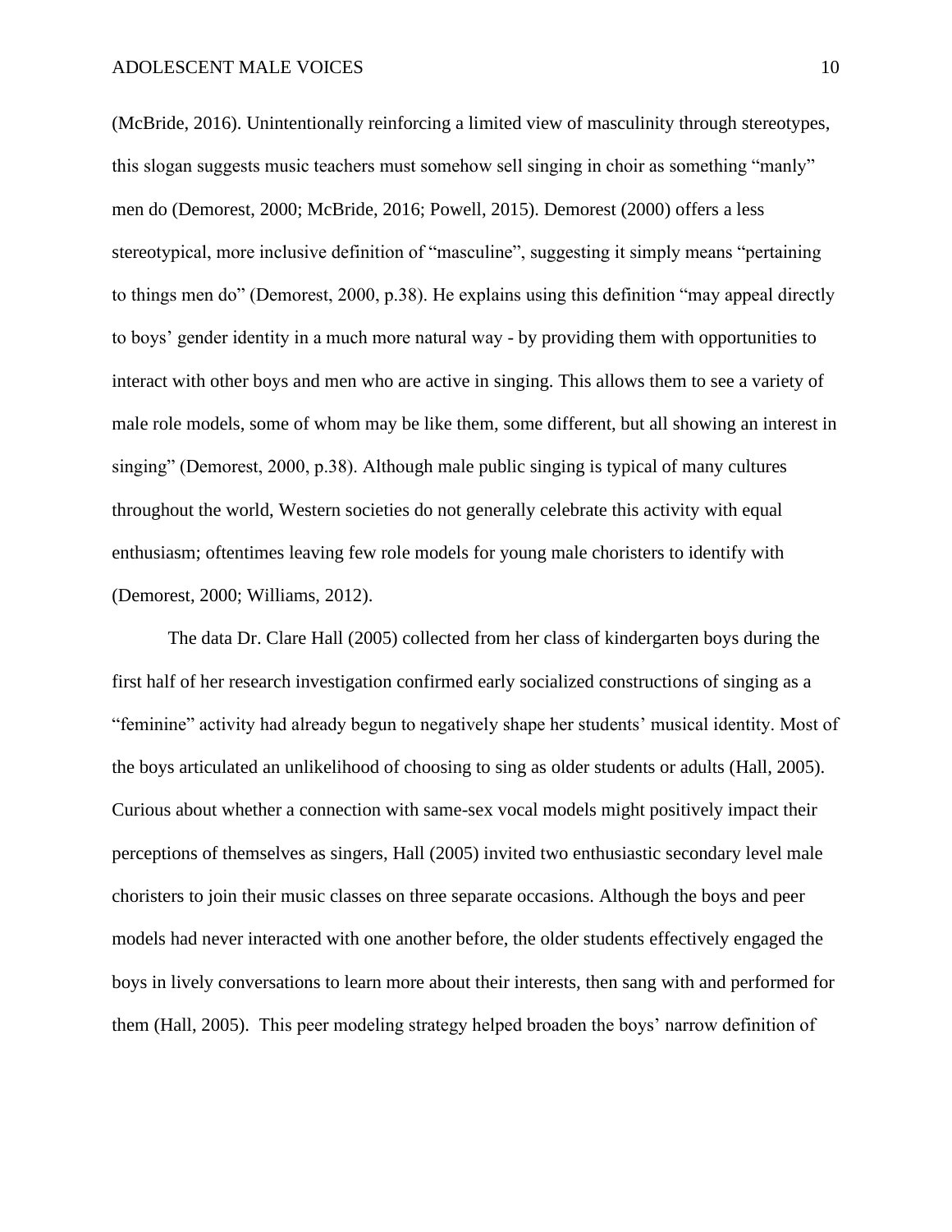(McBride, 2016). Unintentionally reinforcing a limited view of masculinity through stereotypes, this slogan suggests music teachers must somehow sell singing in choir as something "manly" men do (Demorest, 2000; McBride, 2016; Powell, 2015). Demorest (2000) offers a less stereotypical, more inclusive definition of "masculine", suggesting it simply means "pertaining to things men do" (Demorest, 2000, p.38). He explains using this definition "may appeal directly to boys' gender identity in a much more natural way - by providing them with opportunities to interact with other boys and men who are active in singing. This allows them to see a variety of male role models, some of whom may be like them, some different, but all showing an interest in singing" (Demorest, 2000, p.38). Although male public singing is typical of many cultures throughout the world, Western societies do not generally celebrate this activity with equal enthusiasm; oftentimes leaving few role models for young male choristers to identify with (Demorest, 2000; Williams, 2012).

The data Dr. Clare Hall (2005) collected from her class of kindergarten boys during the first half of her research investigation confirmed early socialized constructions of singing as a "feminine" activity had already begun to negatively shape her students' musical identity. Most of the boys articulated an unlikelihood of choosing to sing as older students or adults (Hall, 2005). Curious about whether a connection with same-sex vocal models might positively impact their perceptions of themselves as singers, Hall (2005) invited two enthusiastic secondary level male choristers to join their music classes on three separate occasions. Although the boys and peer models had never interacted with one another before, the older students effectively engaged the boys in lively conversations to learn more about their interests, then sang with and performed for them (Hall, 2005). This peer modeling strategy helped broaden the boys' narrow definition of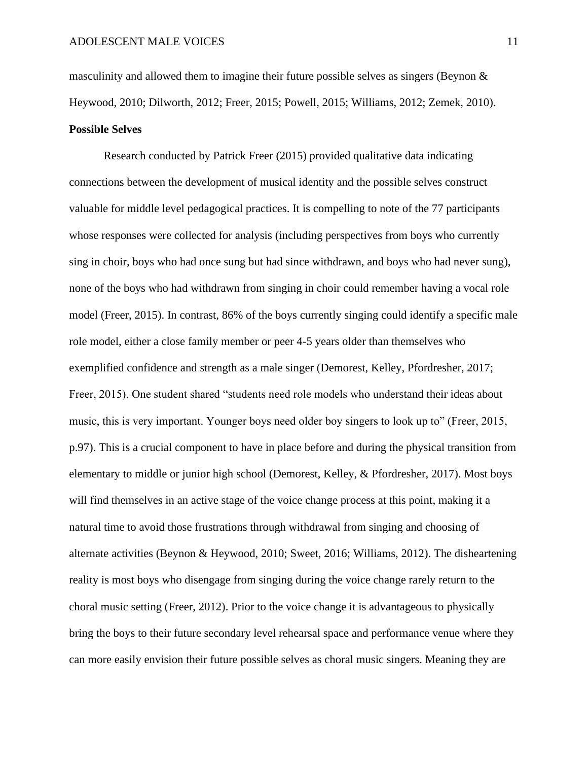masculinity and allowed them to imagine their future possible selves as singers (Beynon & Heywood, 2010; Dilworth, 2012; Freer, 2015; Powell, 2015; Williams, 2012; Zemek, 2010).

**Possible Selves**

Research conducted by Patrick Freer (2015) provided qualitative data indicating connections between the development of musical identity and the possible selves construct valuable for middle level pedagogical practices. It is compelling to note of the 77 participants whose responses were collected for analysis (including perspectives from boys who currently sing in choir, boys who had once sung but had since withdrawn, and boys who had never sung), none of the boys who had withdrawn from singing in choir could remember having a vocal role model (Freer, 2015). In contrast, 86% of the boys currently singing could identify a specific male role model, either a close family member or peer 4-5 years older than themselves who exemplified confidence and strength as a male singer (Demorest, Kelley, Pfordresher, 2017; Freer, 2015). One student shared "students need role models who understand their ideas about music, this is very important. Younger boys need older boy singers to look up to" (Freer, 2015, p.97). This is a crucial component to have in place before and during the physical transition from elementary to middle or junior high school (Demorest, Kelley, & Pfordresher, 2017). Most boys will find themselves in an active stage of the voice change process at this point, making it a natural time to avoid those frustrations through withdrawal from singing and choosing of alternate activities (Beynon & Heywood, 2010; Sweet, 2016; Williams, 2012). The disheartening reality is most boys who disengage from singing during the voice change rarely return to the choral music setting (Freer, 2012). Prior to the voice change it is advantageous to physically bring the boys to their future secondary level rehearsal space and performance venue where they can more easily envision their future possible selves as choral music singers. Meaning they are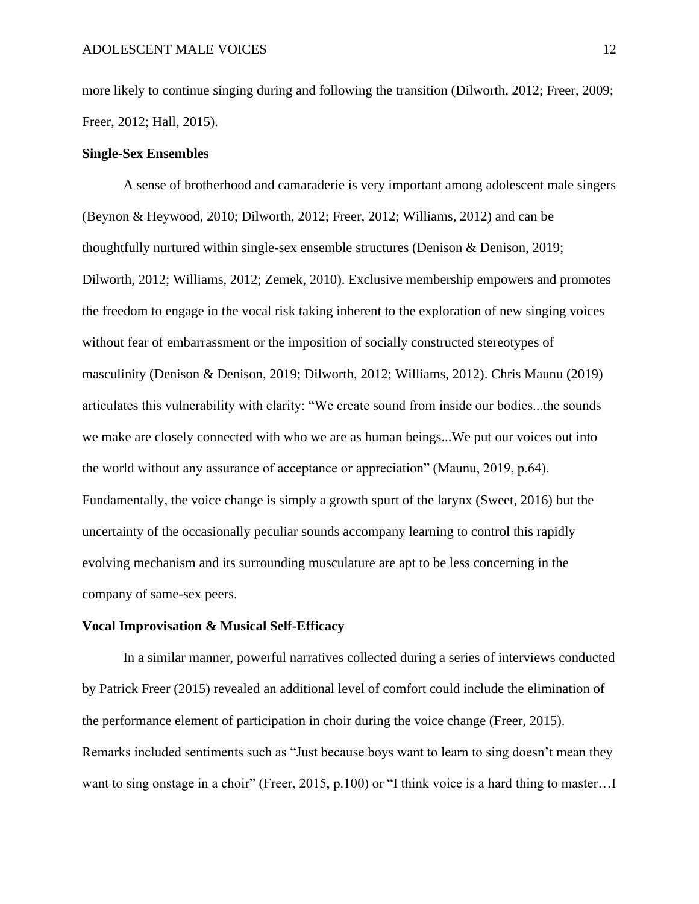more likely to continue singing during and following the transition (Dilworth, 2012; Freer, 2009; Freer, 2012; Hall, 2015).

**Single-Sex Ensembles**

A sense of brotherhood and camaraderie is very important among adolescent male singers (Beynon & Heywood, 2010; Dilworth, 2012; Freer, 2012; Williams, 2012) and can be thoughtfully nurtured within single-sex ensemble structures (Denison & Denison, 2019; Dilworth, 2012; Williams, 2012; Zemek, 2010). Exclusive membership empowers and promotes the freedom to engage in the vocal risk taking inherent to the exploration of new singing voices without fear of embarrassment or the imposition of socially constructed stereotypes of masculinity (Denison & Denison, 2019; Dilworth, 2012; Williams, 2012). Chris Maunu (2019) articulates this vulnerability with clarity: "We create sound from inside our bodies...the sounds we make are closely connected with who we are as human beings...We put our voices out into the world without any assurance of acceptance or appreciation" (Maunu, 2019, p.64). Fundamentally, the voice change is simply a growth spurt of the larynx (Sweet, 2016) but the uncertainty of the occasionally peculiar sounds accompany learning to control this rapidly evolving mechanism and its surrounding musculature are apt to be less concerning in the company of same-sex peers.

**Vocal Improvisation & Musical Self-Efficacy**

In a similar manner, powerful narratives collected during a series of interviews conducted by Patrick Freer (2015) revealed an additional level of comfort could include the elimination of the performance element of participation in choir during the voice change (Freer, 2015). Remarks included sentiments such as "Just because boys want to learn to sing doesn't mean they want to sing onstage in a choir" (Freer, 2015, p.100) or "I think voice is a hard thing to master…I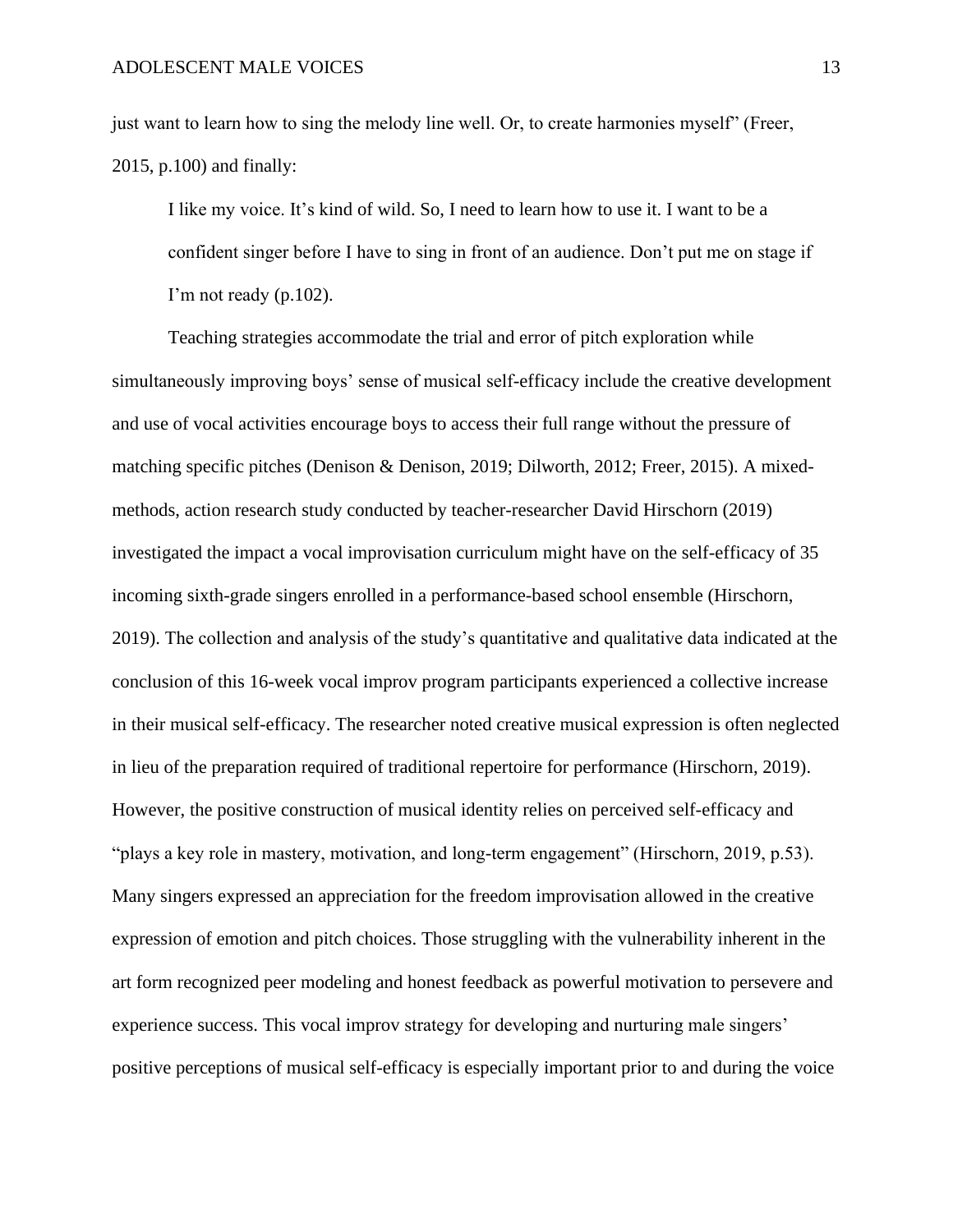just want to learn how to sing the melody line well. Or, to create harmonies myself" (Freer, 2015, p.100) and finally:

> I like my voice. It's kind of wild. So, I need to learn how to use it. I want to be a confident singer before I have to sing in front of an audience. Don't put me on stage if I'm not ready (p.102).

Teaching strategies accommodate the trial and error of pitch exploration while simultaneously improving boys' sense of musical self-efficacy include the creative development and use of vocal activities encourage boys to access their full range without the pressure of matching specific pitches (Denison & Denison, 2019; Dilworth, 2012; Freer, 2015). A mixed-methods, action research study conducted by teacher-researcher David Hirschorn (2019) investigated the impact a vocal improvisation curriculum might have on the self-efficacy of 35 incoming sixth-grade singers enrolled in a performance-based school ensemble (Hirschorn, 2019). The collection and analysis of the study's quantitative and qualitative data indicated at the conclusion of this 16-week vocal improv program participants experienced a collective increase in their musical self-efficacy. The researcher noted creative musical expression is often neglected in lieu of the preparation required of traditional repertoire for performance (Hirschorn, 2019). However, the positive construction of musical identity relies on perceived self-efficacy and "plays a key role in mastery, motivation, and long-term engagement" (Hirschorn, 2019, p.53). Many singers expressed an appreciation for the freedom improvisation allowed in the creative expression of emotion and pitch choices. Those struggling with the vulnerability inherent in the art form recognized peer modeling and honest feedback as powerful motivation to persevere and experience success. This vocal improv strategy for developing and nurturing male singers' positive perceptions of musical self-efficacy is especially important prior to and during the voice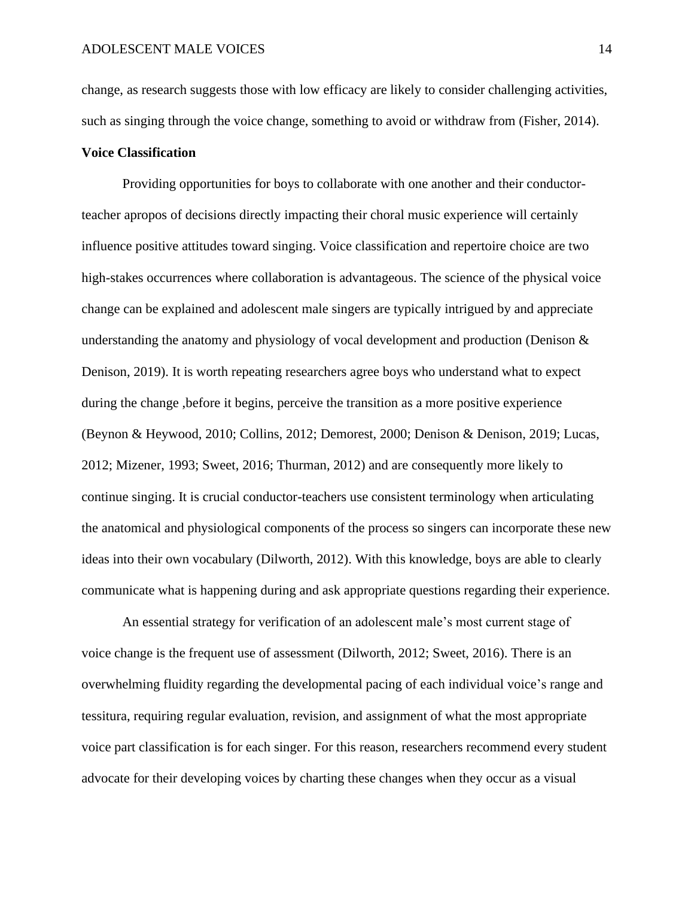change, as research suggests those with low efficacy are likely to consider challenging activities, such as singing through the voice change, something to avoid or withdraw from (Fisher, 2014).

**Voice Classification**

Providing opportunities for boys to collaborate with one another and their conductor-teacher apropos of decisions directly impacting their choral music experience will certainly influence positive attitudes toward singing. Voice classification and repertoire choice are two high-stakes occurrences where collaboration is advantageous. The science of the physical voice change can be explained and adolescent male singers are typically intrigued by and appreciate understanding the anatomy and physiology of vocal development and production (Denison & Denison, 2019). It is worth repeating researchers agree boys who understand what to expect during the change ,before it begins, perceive the transition as a more positive experience (Beynon & Heywood, 2010; Collins, 2012; Demorest, 2000; Denison & Denison, 2019; Lucas, 2012; Mizener, 1993; Sweet, 2016; Thurman, 2012) and are consequently more likely to continue singing. It is crucial conductor-teachers use consistent terminology when articulating the anatomical and physiological components of the process so singers can incorporate these new ideas into their own vocabulary (Dilworth, 2012). With this knowledge, boys are able to clearly communicate what is happening during and ask appropriate questions regarding their experience.

An essential strategy for verification of an adolescent male's most current stage of voice change is the frequent use of assessment (Dilworth, 2012; Sweet, 2016). There is an overwhelming fluidity regarding the developmental pacing of each individual voice's range and tessitura, requiring regular evaluation, revision, and assignment of what the most appropriate voice part classification is for each singer. For this reason, researchers recommend every student advocate for their developing voices by charting these changes when they occur as a visual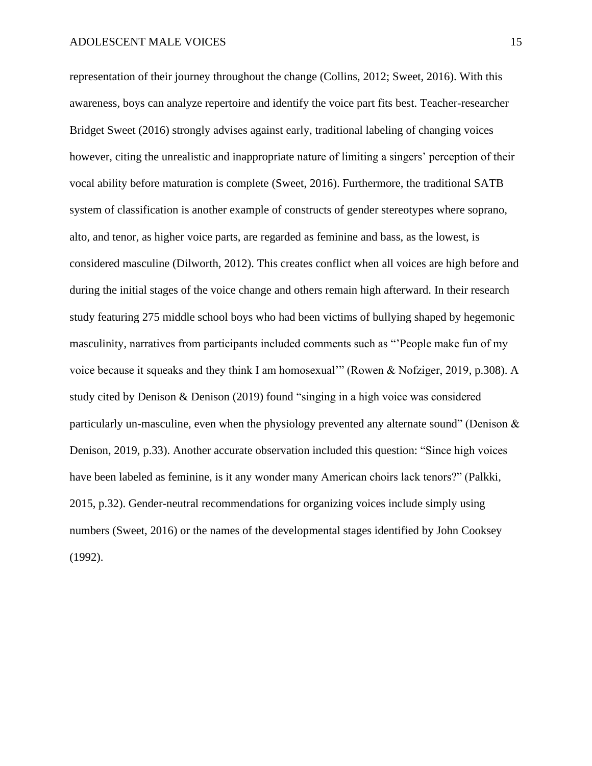representation of their journey throughout the change (Collins, 2012; Sweet, 2016). With this awareness, boys can analyze repertoire and identify the voice part fits best. Teacher-researcher Bridget Sweet (2016) strongly advises against early, traditional labeling of changing voices however, citing the unrealistic and inappropriate nature of limiting a singers' perception of their vocal ability before maturation is complete (Sweet, 2016). Furthermore, the traditional SATB system of classification is another example of constructs of gender stereotypes where soprano, alto, and tenor, as higher voice parts, are regarded as feminine and bass, as the lowest, is considered masculine (Dilworth, 2012). This creates conflict when all voices are high before and during the initial stages of the voice change and others remain high afterward. In their research study featuring 275 middle school boys who had been victims of bullying shaped by hegemonic masculinity, narratives from participants included comments such as "'People make fun of my voice because it squeaks and they think I am homosexual'" (Rowen & Nofziger, 2019, p.308). A study cited by Denison & Denison (2019) found "singing in a high voice was considered particularly un-masculine, even when the physiology prevented any alternate sound" (Denison & Denison, 2019, p.33). Another accurate observation included this question: "Since high voices have been labeled as feminine, is it any wonder many American choirs lack tenors?" (Palkki, 2015, p.32). Gender-neutral recommendations for organizing voices include simply using numbers (Sweet, 2016) or the names of the developmental stages identified by John Cooksey (1992).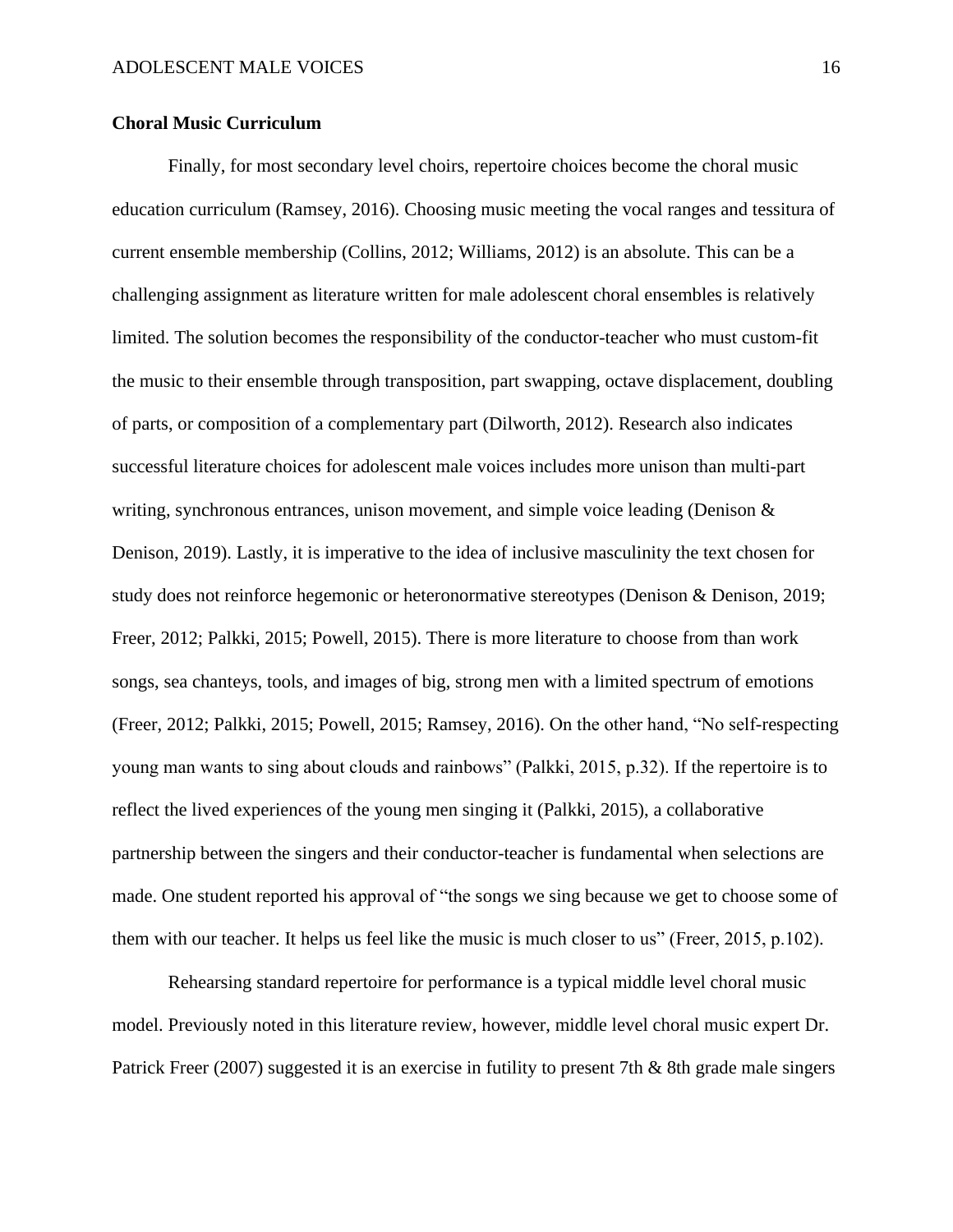**Choral Music Curriculum**

Finally, for most secondary level choirs, repertoire choices become the choral music education curriculum (Ramsey, 2016). Choosing music meeting the vocal ranges and tessitura of current ensemble membership (Collins, 2012; Williams, 2012) is an absolute. This can be a challenging assignment as literature written for male adolescent choral ensembles is relatively limited. The solution becomes the responsibility of the conductor-teacher who must custom-fit the music to their ensemble through transposition, part swapping, octave displacement, doubling of parts, or composition of a complementary part (Dilworth, 2012). Research also indicates successful literature choices for adolescent male voices includes more unison than multi-part writing, synchronous entrances, unison movement, and simple voice leading (Denison & Denison, 2019). Lastly, it is imperative to the idea of inclusive masculinity the text chosen for study does not reinforce hegemonic or heteronormative stereotypes (Denison & Denison, 2019; Freer, 2012; Palkki, 2015; Powell, 2015). There is more literature to choose from than work songs, sea chanteys, tools, and images of big, strong men with a limited spectrum of emotions (Freer, 2012; Palkki, 2015; Powell, 2015; Ramsey, 2016). On the other hand, "No self-respecting young man wants to sing about clouds and rainbows" (Palkki, 2015, p.32). If the repertoire is to reflect the lived experiences of the young men singing it (Palkki, 2015), a collaborative partnership between the singers and their conductor-teacher is fundamental when selections are made. One student reported his approval of "the songs we sing because we get to choose some of them with our teacher. It helps us feel like the music is much closer to us" (Freer, 2015, p.102).

Rehearsing standard repertoire for performance is a typical middle level choral music model. Previously noted in this literature review, however, middle level choral music expert Dr. Patrick Freer (2007) suggested it is an exercise in futility to present 7th & 8th grade male singers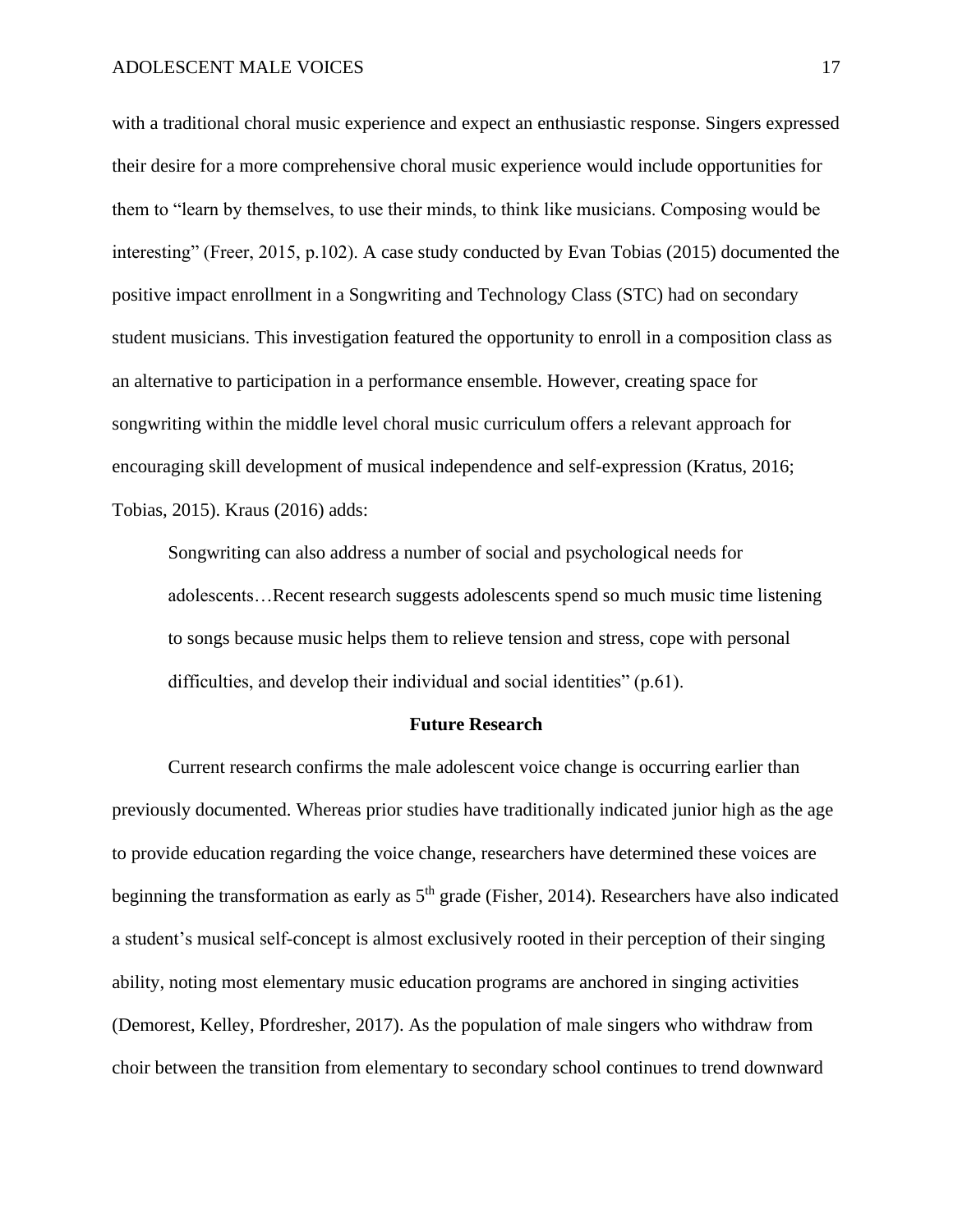with a traditional choral music experience and expect an enthusiastic response. Singers expressed their desire for a more comprehensive choral music experience would include opportunities for them to "learn by themselves, to use their minds, to think like musicians. Composing would be interesting" (Freer, 2015, p.102). A case study conducted by Evan Tobias (2015) documented the positive impact enrollment in a Songwriting and Technology Class (STC) had on secondary student musicians. This investigation featured the opportunity to enroll in a composition class as an alternative to participation in a performance ensemble. However, creating space for songwriting within the middle level choral music curriculum offers a relevant approach for encouraging skill development of musical independence and self-expression (Kratus, 2016; Tobias, 2015). Kraus (2016) adds:

> Songwriting can also address a number of social and psychological needs for adolescents…Recent research suggests adolescents spend so much music time listening to songs because music helps them to relieve tension and stress, cope with personal difficulties, and develop their individual and social identities" (p.61).

## Future Research

Current research confirms the male adolescent voice change is occurring earlier than previously documented. Whereas prior studies have traditionally indicated junior high as the age to provide education regarding the voice change, researchers have determined these voices are beginning the transformation as early as 5th grade (Fisher, 2014). Researchers have also indicated a student's musical self-concept is almost exclusively rooted in their perception of their singing ability, noting most elementary music education programs are anchored in singing activities (Demorest, Kelley, Pfordresher, 2017). As the population of male singers who withdraw from choir between the transition from elementary to secondary school continues to trend downward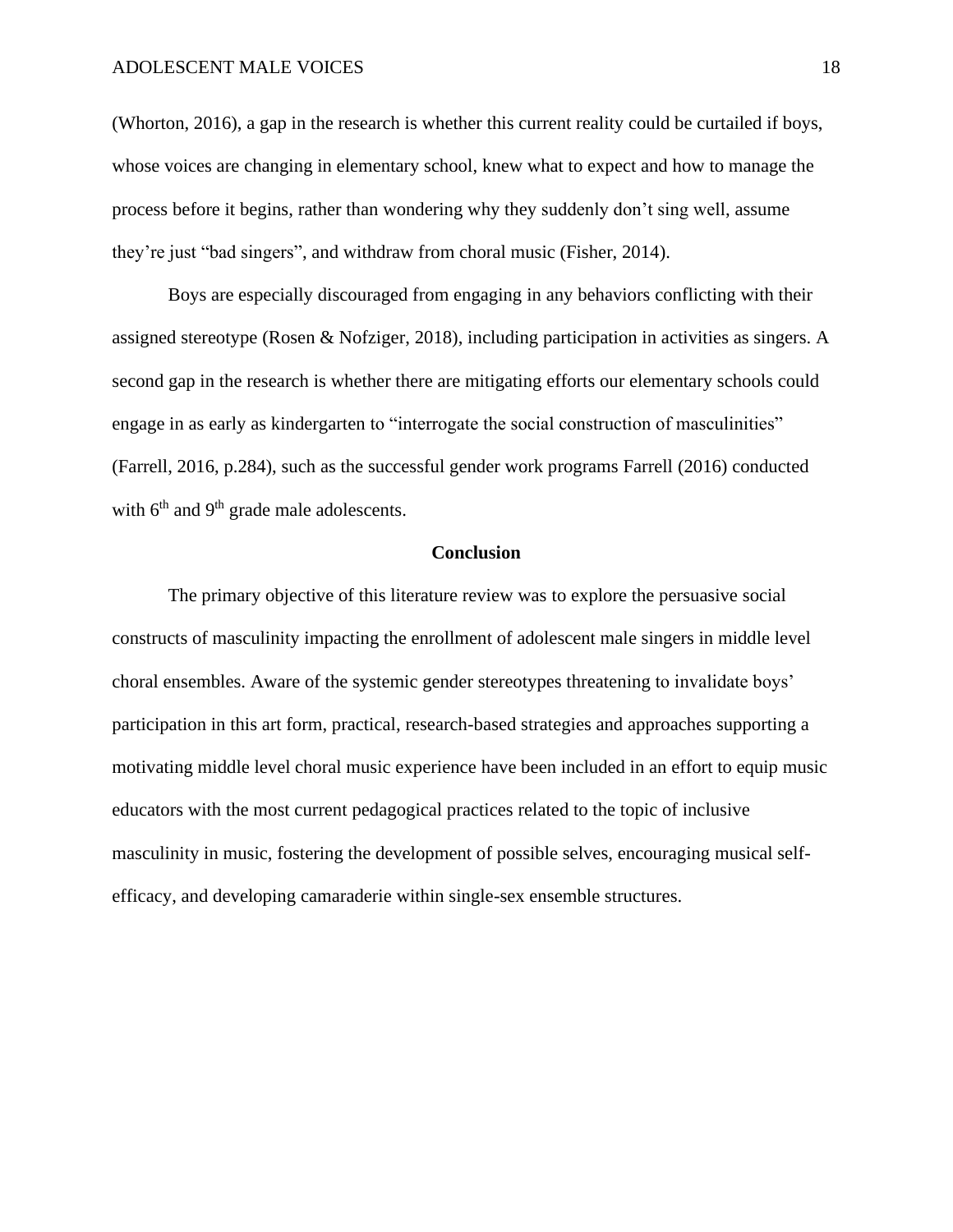(Whorton, 2016), a gap in the research is whether this current reality could be curtailed if boys, whose voices are changing in elementary school, knew what to expect and how to manage the process before it begins, rather than wondering why they suddenly don't sing well, assume they're just "bad singers", and withdraw from choral music (Fisher, 2014).

Boys are especially discouraged from engaging in any behaviors conflicting with their assigned stereotype (Rosen & Nofziger, 2018), including participation in activities as singers. A second gap in the research is whether there are mitigating efforts our elementary schools could engage in as early as kindergarten to "interrogate the social construction of masculinities" (Farrell, 2016, p.284), such as the successful gender work programs Farrell (2016) conducted with 6th and 9th grade male adolescents.

## Conclusion

The primary objective of this literature review was to explore the persuasive social constructs of masculinity impacting the enrollment of adolescent male singers in middle level choral ensembles. Aware of the systemic gender stereotypes threatening to invalidate boys' participation in this art form, practical, research-based strategies and approaches supporting a motivating middle level choral music experience have been included in an effort to equip music educators with the most current pedagogical practices related to the topic of inclusive masculinity in music, fostering the development of possible selves, encouraging musical self-efficacy, and developing camaraderie within single-sex ensemble structures.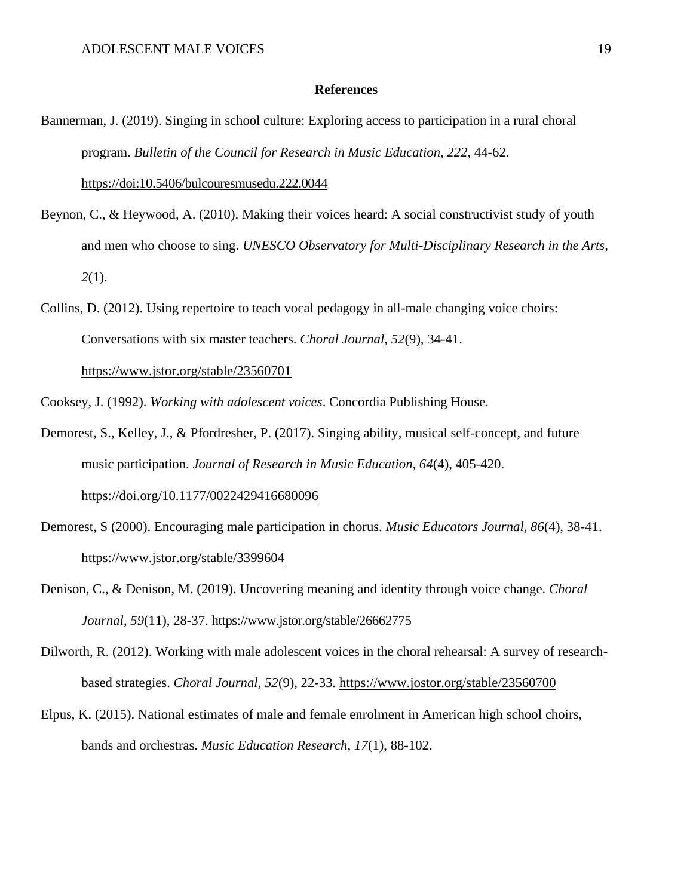**References**

Bannerman, J. (2019). Singing in school culture: Exploring access to participation in a rural choral program. *Bulletin of the Council for Research in Music Education, 222*, 44-62. https://doi:10.5406/bulcouresmusedu.222.0044

Beynon, C., & Heywood, A. (2010). Making their voices heard: A social constructivist study of youth and men who choose to sing. *UNESCO Observatory for Multi-Disciplinary Research in the Arts, 2*(1).

Collins, D. (2012). Using repertoire to teach vocal pedagogy in all-male changing voice choirs: Conversations with six master teachers. *Choral Journal, 52*(9), 34-41. https://www.jstor.org/stable/23560701

Cooksey, J. (1992). *Working with adolescent voices*. Concordia Publishing House.

Demorest, S., Kelley, J., & Pfordresher, P. (2017). Singing ability, musical self-concept, and future music participation. *Journal of Research in Music Education, 64*(4), 405-420. https://doi.org/10.1177/0022429416680096

Demorest, S (2000). Encouraging male participation in chorus. *Music Educators Journal, 86*(4), 38-41. https://www.jstor.org/stable/3399604

Denison, C., & Denison, M. (2019). Uncovering meaning and identity through voice change. *Choral Journal*, *59*(11), 28-37. https://www.jstor.org/stable/26662775

Dilworth, R. (2012). Working with male adolescent voices in the choral rehearsal: A survey of research-based strategies. *Choral Journal*, *52*(9), 22-33. https://www.jostor.org/stable/23560700

Elpus, K. (2015). National estimates of male and female enrolment in American high school choirs, bands and orchestras. *Music Education Research*, *17*(1), 88-102.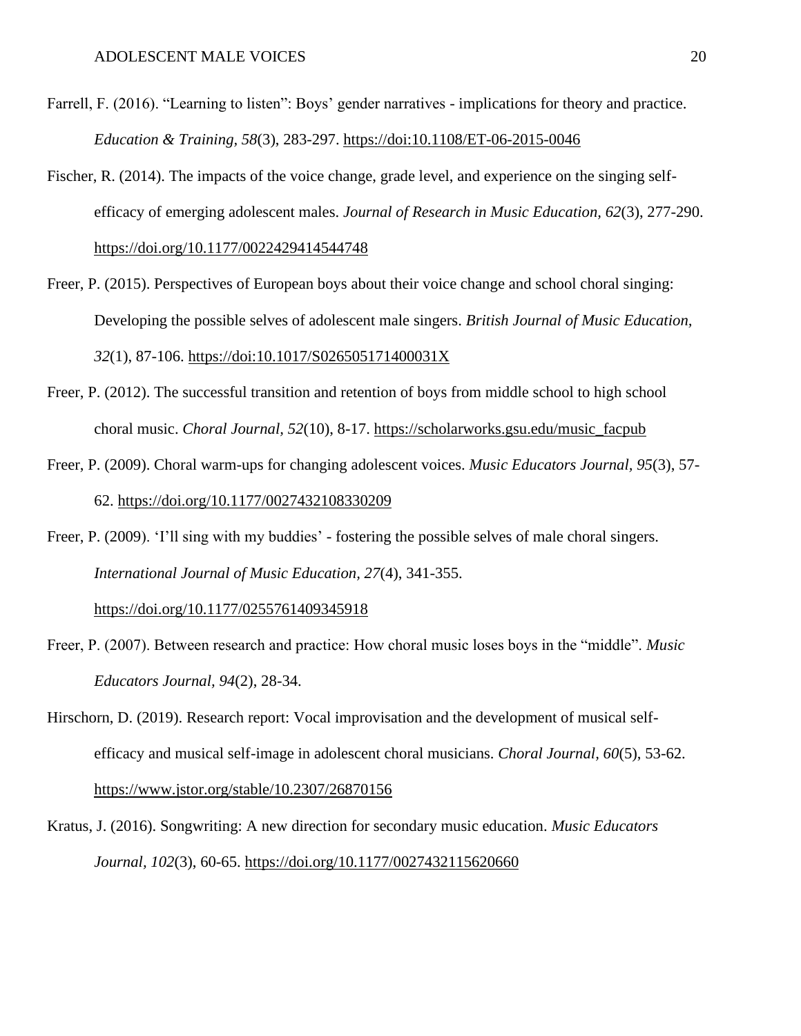Farrell, F. (2016). "Learning to listen": Boys' gender narratives - implications for theory and practice. *Education & Training, 58*(3), 283-297. https://doi:10.1108/ET-06-2015-0046

Fischer, R. (2014). The impacts of the voice change, grade level, and experience on the singing self-efficacy of emerging adolescent males. *Journal of Research in Music Education, 62*(3), 277-290. https://doi.org/10.1177/0022429414544748

Freer, P. (2015). Perspectives of European boys about their voice change and school choral singing: Developing the possible selves of adolescent male singers. *British Journal of Music Education, 32*(1), 87-106. https://doi:10.1017/S026505171400031X

Freer, P. (2012). The successful transition and retention of boys from middle school to high school choral music. *Choral Journal, 52*(10), 8-17. https://scholarworks.gsu.edu/music_facpub

Freer, P. (2009). Choral warm-ups for changing adolescent voices. *Music Educators Journal, 95*(3), 57-62. https://doi.org/10.1177/0027432108330209

Freer, P. (2009). 'I'll sing with my buddies' - fostering the possible selves of male choral singers. *International Journal of Music Education, 27*(4), 341-355. https://doi.org/10.1177/0255761409345918

Freer, P. (2007). Between research and practice: How choral music loses boys in the "middle". *Music Educators Journal, 94*(2), 28-34.

Hirschorn, D. (2019). Research report: Vocal improvisation and the development of musical self-efficacy and musical self-image in adolescent choral musicians. *Choral Journal, 60*(5), 53-62. https://www.jstor.org/stable/10.2307/26870156

Kratus, J. (2016). Songwriting: A new direction for secondary music education. *Music Educators Journal, 102*(3), 60-65. https://doi.org/10.1177/0027432115620660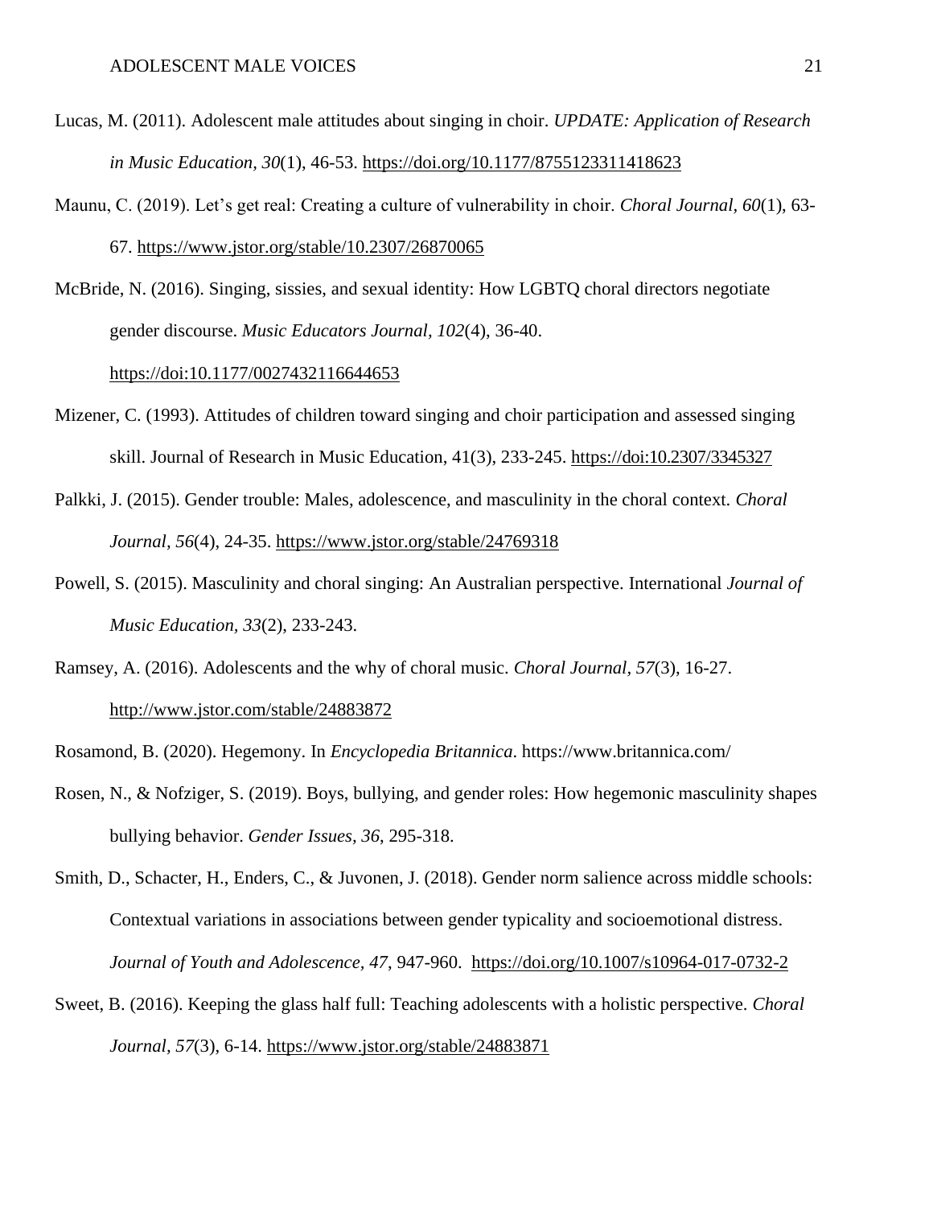Lucas, M. (2011). Adolescent male attitudes about singing in choir. *UPDATE: Application of Research in Music Education, 30*(1), 46-53. https://doi.org/10.1177/8755123311418623

Maunu, C. (2019). Let's get real: Creating a culture of vulnerability in choir. *Choral Journal*, *60*(1), 63-67. https://www.jstor.org/stable/10.2307/26870065

McBride, N. (2016). Singing, sissies, and sexual identity: How LGBTQ choral directors negotiate gender discourse. *Music Educators Journal*, *102*(4), 36-40. https://doi:10.1177/0027432116644653

Mizener, C. (1993). Attitudes of children toward singing and choir participation and assessed singing skill. Journal of Research in Music Education, 41(3), 233-245. https://doi:10.2307/3345327

Palkki, J. (2015). Gender trouble: Males, adolescence, and masculinity in the choral context. *Choral Journal*, *56*(4), 24-35. https://www.jstor.org/stable/24769318

Powell, S. (2015). Masculinity and choral singing: An Australian perspective. International *Journal of Music Education*, *33*(2), 233-243.

Ramsey, A. (2016). Adolescents and the why of choral music. *Choral Journal*, *57*(3), 16-27. http://www.jstor.com/stable/24883872

Rosamond, B. (2020). Hegemony. In *Encyclopedia Britannica*. https://www.britannica.com/

Rosen, N., & Nofziger, S. (2019). Boys, bullying, and gender roles: How hegemonic masculinity shapes bullying behavior. *Gender Issues, 36*, 295-318.

Smith, D., Schacter, H., Enders, C., & Juvonen, J. (2018). Gender norm salience across middle schools: Contextual variations in associations between gender typicality and socioemotional distress. *Journal of Youth and Adolescence*, *47*, 947-960. https://doi.org/10.1007/s10964-017-0732-2

Sweet, B. (2016). Keeping the glass half full: Teaching adolescents with a holistic perspective. *Choral Journal*, *57*(3), 6-14. https://www.jstor.org/stable/24883871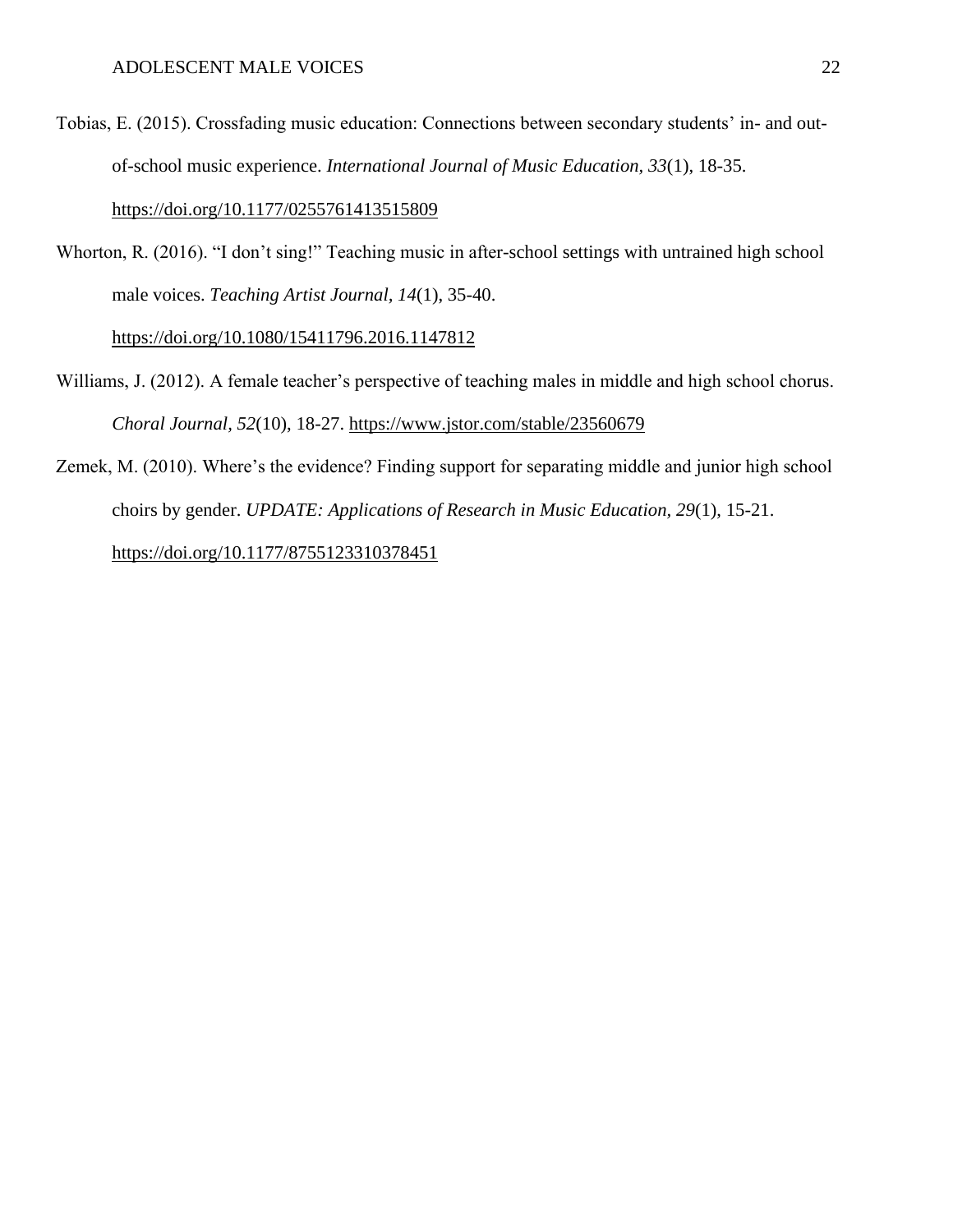Tobias, E. (2015). Crossfading music education: Connections between secondary students' in- and out-of-school music experience. *International Journal of Music Education, 33*(1), 18-35. https://doi.org/10.1177/0255761413515809

Whorton, R. (2016). "I don't sing!" Teaching music in after-school settings with untrained high school male voices. *Teaching Artist Journal, 14*(1), 35-40. https://doi.org/10.1080/15411796.2016.1147812

Williams, J. (2012). A female teacher's perspective of teaching males in middle and high school chorus. *Choral Journal, 52*(10), 18-27. https://www.jstor.com/stable/23560679

Zemek, M. (2010). Where's the evidence? Finding support for separating middle and junior high school choirs by gender. *UPDATE: Applications of Research in Music Education, 29*(1), 15-21. https://doi.org/10.1177/8755123310378451